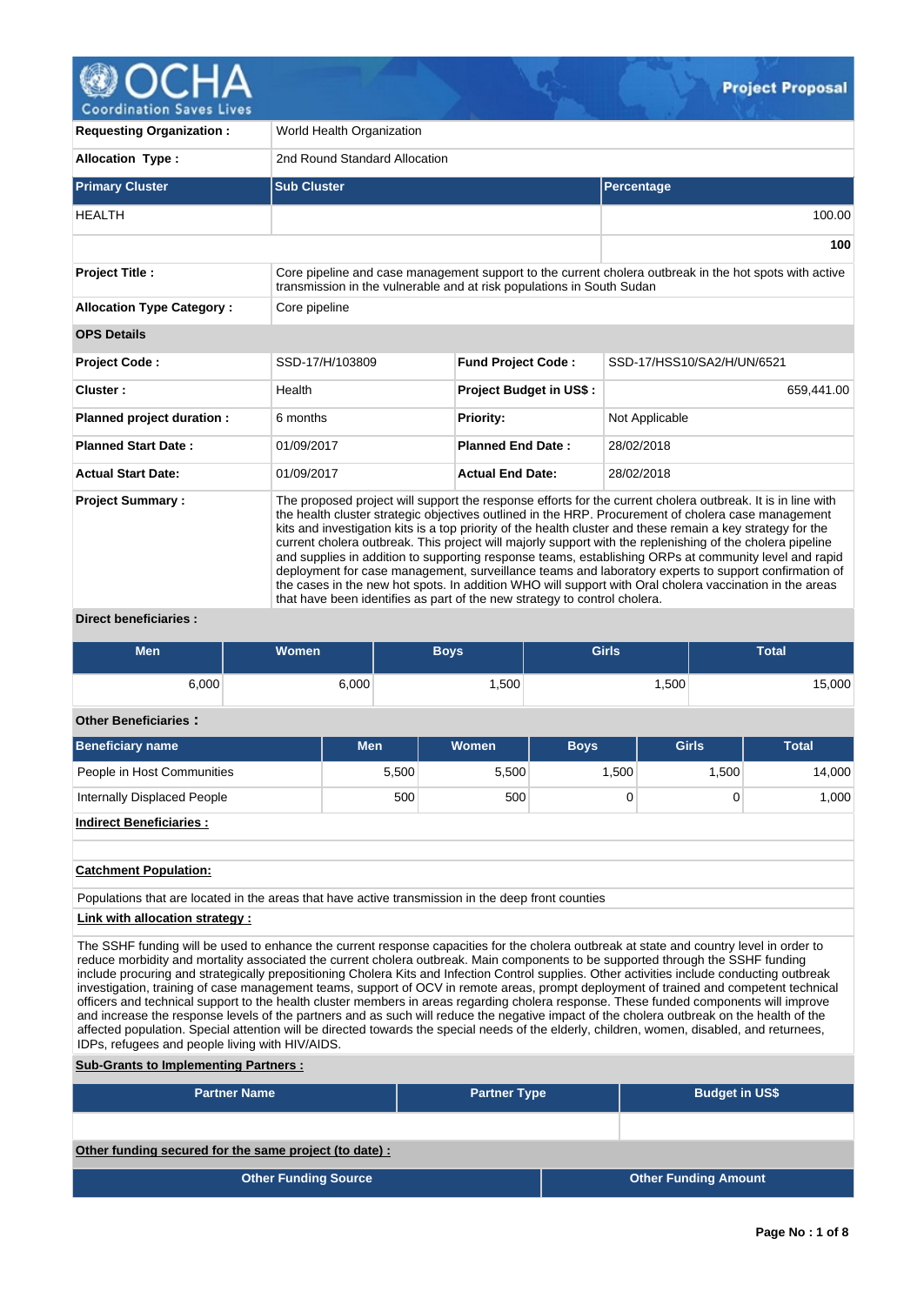# Project Proposal

| | |
|---|---|
| **Requesting Organization :** | World Health Organization |
| **Allocation Type :** | 2nd Round Standard Allocation |

| Primary Cluster | Sub Cluster | Percentage |
|---|---|---|
| HEALTH | | 100.00 |
| | | **100** |

| | |
|---|---|
| **Project Title :** | Core pipeline and case management support to the current cholera outbreak in the hot spots with active transmission in the vulnerable and at risk populations in South Sudan |
| **Allocation Type Category :** | Core pipeline |

**OPS Details**

| | | | |
|---|---|---|---|
| **Project Code :** | SSD-17/H/103809 | **Fund Project Code :** | SSD-17/HSS10/SA2/H/UN/6521 |
| **Cluster :** | Health | **Project Budget in US$ :** | 659,441.00 |
| **Planned project duration :** | 6 months | **Priority:** | Not Applicable |
| **Planned Start Date :** | 01/09/2017 | **Planned End Date :** | 28/02/2018 |
| **Actual Start Date:** | 01/09/2017 | **Actual End Date:** | 28/02/2018 |

**Project Summary :**

The proposed project will support the response efforts for the current cholera outbreak. It is in line with the health cluster strategic objectives outlined in the HRP. Procurement of cholera case management kits and investigation kits is a top priority of the health cluster and these remain a key strategy for the current cholera outbreak. This project will majorly support with the replenishing of the cholera pipeline and supplies in addition to supporting response teams, establishing ORPs at community level and rapid deployment for case management, surveillance teams and laboratory experts to support confirmation of the cases in the new hot spots. In addition WHO will support with Oral cholera vaccination in the areas that have been identified as part of the new strategy to control cholera.

**Direct beneficiaries :**

| Men | Women | Boys | Girls | Total |
|---|---|---|---|---|
| 6,000 | 6,000 | 1,500 | 1,500 | 15,000 |

**Other Beneficiaries :**

| Beneficiary name | Men | Women | Boys | Girls | Total |
|---|---|---|---|---|---|
| People in Host Communities | 5,500 | 5,500 | 1,500 | 1,500 | 14,000 |
| Internally Displaced People | 500 | 500 | 0 | 0 | 1,000 |

**Indirect Beneficiaries :**

**Catchment Population:**

Populations that are located in the areas that have active transmission in the deep front counties

**Link with allocation strategy :**

The SSHF funding will be used to enhance the current response capacities for the cholera outbreak at state and country level in order to reduce morbidity and mortality associated the current cholera outbreak. Main components to be supported through the SSHF funding include procuring and strategically prepositioning Cholera Kits and Infection Control supplies. Other activities include conducting outbreak investigation, training of case management teams, support of OCV in remote areas, prompt deployment of trained and competent technical officers and technical support to the health cluster members in areas regarding cholera response. These funded components will improve and increase the response levels of the partners and as such will reduce the negative impact of the cholera outbreak on the health of the affected population. Special attention will be directed towards the special needs of the elderly, children, women, disabled, and returnees, IDPs, refugees and people living with HIV/AIDS.

**Sub-Grants to Implementing Partners :**

| Partner Name | Partner Type | Budget in US$ |
|---|---|---|
| | | |

**Other funding secured for the same project (to date) :**

| Other Funding Source | Other Funding Amount |
|---|---|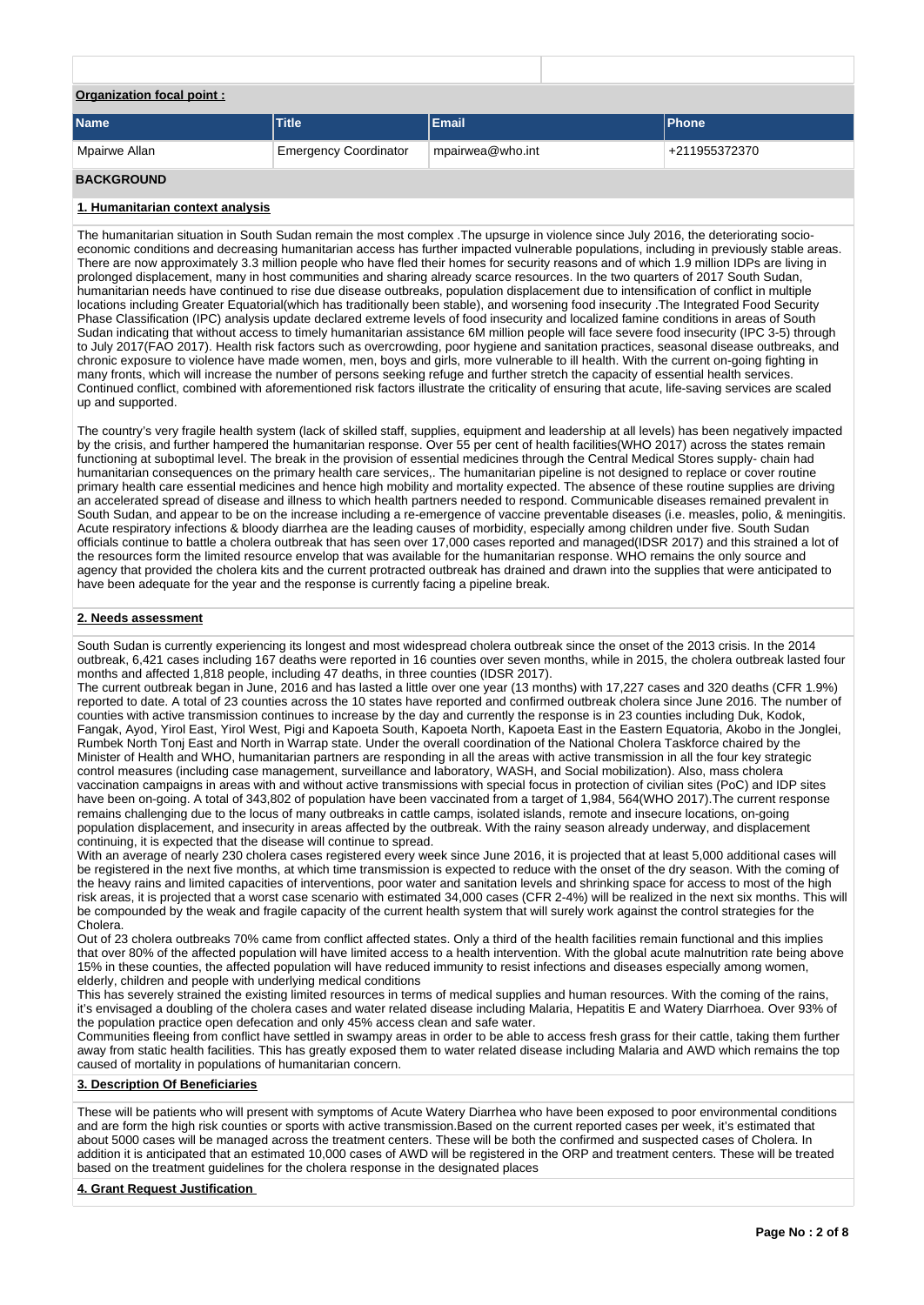**Organization focal point :**

| Name | Title | Email | Phone |
|---|---|---|---|
| Mpairwe Allan | Emergency Coordinator | mpairwea@who.int | +211955372370 |

## BACKGROUND

### 1. Humanitarian context analysis

The humanitarian situation in South Sudan remain the most complex .The upsurge in violence since July 2016, the deteriorating socio-economic conditions and decreasing humanitarian access has further impacted vulnerable populations, including in previously stable areas. There are now approximately 3.3 million people who have fled their homes for security reasons and of which 1.9 million IDPs are living in prolonged displacement, many in host communities and sharing already scarce resources. In the two quarters of 2017 South Sudan, humanitarian needs have continued to rise due disease outbreaks, population displacement due to intensification of conflict in multiple locations including Greater Equatorial(which has traditionally been stable), and worsening food insecurity .The Integrated Food Security Phase Classification (IPC) analysis update declared extreme levels of food insecurity and localized famine conditions in areas of South Sudan indicating that without access to timely humanitarian assistance 6M million people will face severe food insecurity (IPC 3-5) through to July 2017(FAO 2017). Health risk factors such as overcrowding, poor hygiene and sanitation practices, seasonal disease outbreaks, and chronic exposure to violence have made women, men, boys and girls, more vulnerable to ill health. With the current on-going fighting in many fronts, which will increase the number of persons seeking refuge and further stretch the capacity of essential health services. Continued conflict, combined with aforementioned risk factors illustrate the criticality of ensuring that acute, life-saving services are scaled up and supported.

The country's very fragile health system (lack of skilled staff, supplies, equipment and leadership at all levels) has been negatively impacted by the crisis, and further hampered the humanitarian response. Over 55 per cent of health facilities(WHO 2017) across the states remain functioning at suboptimal level. The break in the provision of essential medicines through the Central Medical Stores supply- chain had humanitarian consequences on the primary health care services,. The humanitarian pipeline is not designed to replace or cover routine primary health care essential medicines and hence high mobility and mortality expected. The absence of these routine supplies are driving an accelerated spread of disease and illness to which health partners needed to respond. Communicable diseases remained prevalent in South Sudan, and appear to be on the increase including a re-emergence of vaccine preventable diseases (i.e. measles, polio, & meningitis. Acute respiratory infections & bloody diarrhea are the leading causes of morbidity, especially among children under five. South Sudan officials continue to battle a cholera outbreak that has seen over 17,000 cases reported and managed(IDSR 2017) and this strained a lot of the resources form the limited resource envelop that was available for the humanitarian response. WHO remains the only source and agency that provided the cholera kits and the current protracted outbreak has drained and drawn into the supplies that were anticipated to have been adequate for the year and the response is currently facing a pipeline break.

### 2. Needs assessment

South Sudan is currently experiencing its longest and most widespread cholera outbreak since the onset of the 2013 crisis. In the 2014 outbreak, 6,421 cases including 167 deaths were reported in 16 counties over seven months, while in 2015, the cholera outbreak lasted four months and affected 1,818 people, including 47 deaths, in three counties (IDSR 2017).
The current outbreak began in June, 2016 and has lasted a little over one year (13 months) with 17,227 cases and 320 deaths (CFR 1.9%) reported to date. A total of 23 counties across the 10 states have reported and confirmed outbreak cholera since June 2016. The number of counties with active transmission continues to increase by the day and currently the response is in 23 counties including Duk, Kodok, Fangak, Ayod, Yirol East, Yirol West, Pigi and Kapoeta South, Kapoeta North, Kapoeta East in the Eastern Equatoria, Akobo in the Jonglei, Rumbek North Tonj East and North in Warrap state. Under the overall coordination of the National Cholera Taskforce chaired by the Minister of Health and WHO, humanitarian partners are responding in all the areas with active transmission in all the four key strategic control measures (including case management, surveillance and laboratory, WASH, and Social mobilization). Also, mass cholera vaccination campaigns in areas with and without active transmissions with special focus in protection of civilian sites (PoC) and IDP sites have been on-going. A total of 343,802 of population have been vaccinated from a target of 1,984, 564(WHO 2017).The current response remains challenging due to the locus of many outbreaks in cattle camps, isolated islands, remote and insecure locations, on-going population displacement, and insecurity in areas affected by the outbreak. With the rainy season already underway, and displacement continuing, it is expected that the disease will continue to spread.
With an average of nearly 230 cholera cases registered every week since June 2016, it is projected that at least 5,000 additional cases will be registered in the next five months, at which time transmission is expected to reduce with the onset of the dry season. With the coming of the heavy rains and limited capacities of interventions, poor water and sanitation levels and shrinking space for access to most of the high risk areas, it is projected that a worst case scenario with estimated 34,000 cases (CFR 2-4%) will be realized in the next six months. This will be compounded by the weak and fragile capacity of the current health system that will surely work against the control strategies for the Cholera.
Out of 23 cholera outbreaks 70% came from conflict affected states. Only a third of the health facilities remain functional and this implies that over 80% of the affected population will have limited access to a health intervention. With the global acute malnutrition rate being above 15% in these counties, the affected population will have reduced immunity to resist infections and diseases especially among women, elderly, children and people with underlying medical conditions
This has severely strained the existing limited resources in terms of medical supplies and human resources. With the coming of the rains, it's envisaged a doubling of the cholera cases and water related disease including Malaria, Hepatitis E and Watery Diarrhoea. Over 93% of the population practice open defecation and only 45% access clean and safe water.
Communities fleeing from conflict have settled in swampy areas in order to be able to access fresh grass for their cattle, taking them further away from static health facilities. This has greatly exposed them to water related disease including Malaria and AWD which remains the top caused of mortality in populations of humanitarian concern.

### 3. Description Of Beneficiaries

These will be patients who will present with symptoms of Acute Watery Diarrhea who have been exposed to poor environmental conditions and are form the high risk counties or sports with active transmission.Based on the current reported cases per week, it's estimated that about 5000 cases will be managed across the treatment centers. These will be both the confirmed and suspected cases of Cholera. In addition it is anticipated that an estimated 10,000 cases of AWD will be registered in the ORP and treatment centers. These will be treated based on the treatment guidelines for the cholera response in the designated places

### 4. Grant Request Justification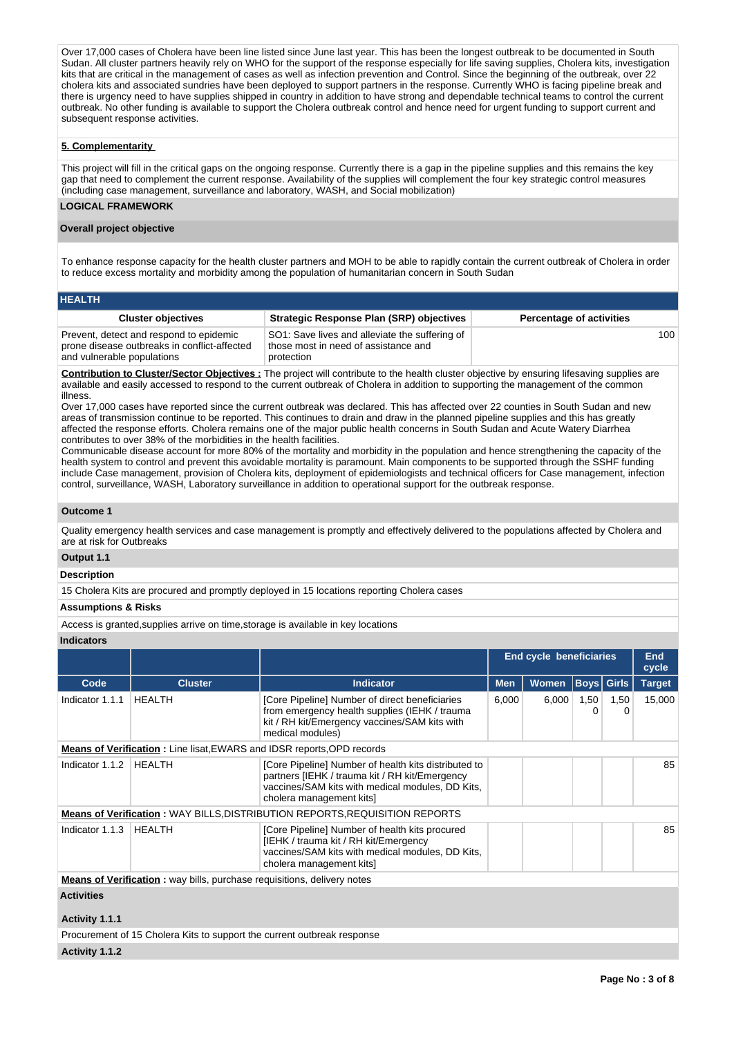Over 17,000 cases of Cholera have been line listed since June last year. This has been the longest outbreak to be documented in South Sudan. All cluster partners heavily rely on WHO for the support of the response especially for life saving supplies, Cholera kits, investigation kits that are critical in the management of cases as well as infection prevention and Control. Since the beginning of the outbreak, over 22 cholera kits and associated sundries have been deployed to support partners in the response. Currently WHO is facing pipeline break and there is urgency need to have supplies shipped in country in addition to have strong and dependable technical teams to control the current outbreak. No other funding is available to support the Cholera outbreak control and hence need for urgent funding to support current and subsequent response activities.

**5. Complementarity**

This project will fill in the critical gaps on the ongoing response. Currently there is a gap in the pipeline supplies and this remains the key gap that need to complement the current response. Availability of the supplies will complement the four key strategic control measures (including case management, surveillance and laboratory, WASH, and Social mobilization)

## LOGICAL FRAMEWORK

### Overall project objective

To enhance response capacity for the health cluster partners and MOH to be able to rapidly contain the current outbreak of Cholera in order to reduce excess mortality and morbidity among the population of humanitarian concern in South Sudan

### HEALTH

| Cluster objectives | Strategic Response Plan (SRP) objectives | Percentage of activities |
|---|---|---|
| Prevent, detect and respond to epidemic prone disease outbreaks in conflict-affected and vulnerable populations | SO1: Save lives and alleviate the suffering of those most in need of assistance and protection | 100 |

**Contribution to Cluster/Sector Objectives :** The project will contribute to the health cluster objective by ensuring lifesaving supplies are available and easily accessed to respond to the current outbreak of Cholera in addition to supporting the management of the common illness.
Over 17,000 cases have reported since the current outbreak was declared. This has affected over 22 counties in South Sudan and new areas of transmission continue to be reported. This continues to drain and draw in the planned pipeline supplies and this has greatly affected the response efforts. Cholera remains one of the major public health concerns in South Sudan and Acute Watery Diarrhea contributes to over 38% of the morbidities in the health facilities.
Communicable disease account for more 80% of the mortality and morbidity in the population and hence strengthening the capacity of the health system to control and prevent this avoidable mortality is paramount. Main components to be supported through the SSHF funding include Case management, provision of Cholera kits, deployment of epidemiologists and technical officers for Case management, infection control, surveillance, WASH, Laboratory surveillance in addition to operational support for the outbreak response.

### Outcome 1

Quality emergency health services and case management is promptly and effectively delivered to the populations affected by Cholera and are at risk for Outbreaks

### Output 1.1

**Description**

15 Cholera Kits are procured and promptly deployed in 15 locations reporting Cholera cases

**Assumptions & Risks**

Access is granted,supplies arrive on time,storage is available in key locations

**Indicators**

| | | | End cycle beneficiaries | | | | End cycle |
|---|---|---|---|---|---|---|---|
| Code | Cluster | Indicator | Men | Women | Boys | Girls | Target |
| Indicator 1.1.1 | HEALTH | [Core Pipeline] Number of direct beneficiaries from emergency health supplies (IEHK / trauma kit / RH kit/Emergency vaccines/SAM kits with medical modules) | 6,000 | 6,000 | 1,500 | 1,500 | 15,000 |
| **Means of Verification :** Line lisat,EWARS and IDSR reports,OPD records | | | | | | | |
| Indicator 1.1.2 | HEALTH | [Core Pipeline] Number of health kits distributed to partners [IEHK / trauma kit / RH kit/Emergency vaccines/SAM kits with medical modules, DD Kits, cholera management kits] | | | | | 85 |
| **Means of Verification :** WAY BILLS,DISTRIBUTION REPORTS,REQUISITION REPORTS | | | | | | | |
| Indicator 1.1.3 | HEALTH | [Core Pipeline] Number of health kits procured [IEHK / trauma kit / RH kit/Emergency vaccines/SAM kits with medical modules, DD Kits, cholera management kits] | | | | | 85 |
| **Means of Verification :** way bills, purchase requisitions, delivery notes | | | | | | | |

**Activities**

**Activity 1.1.1**

Procurement of 15 Cholera Kits to support the current outbreak response

**Activity 1.1.2**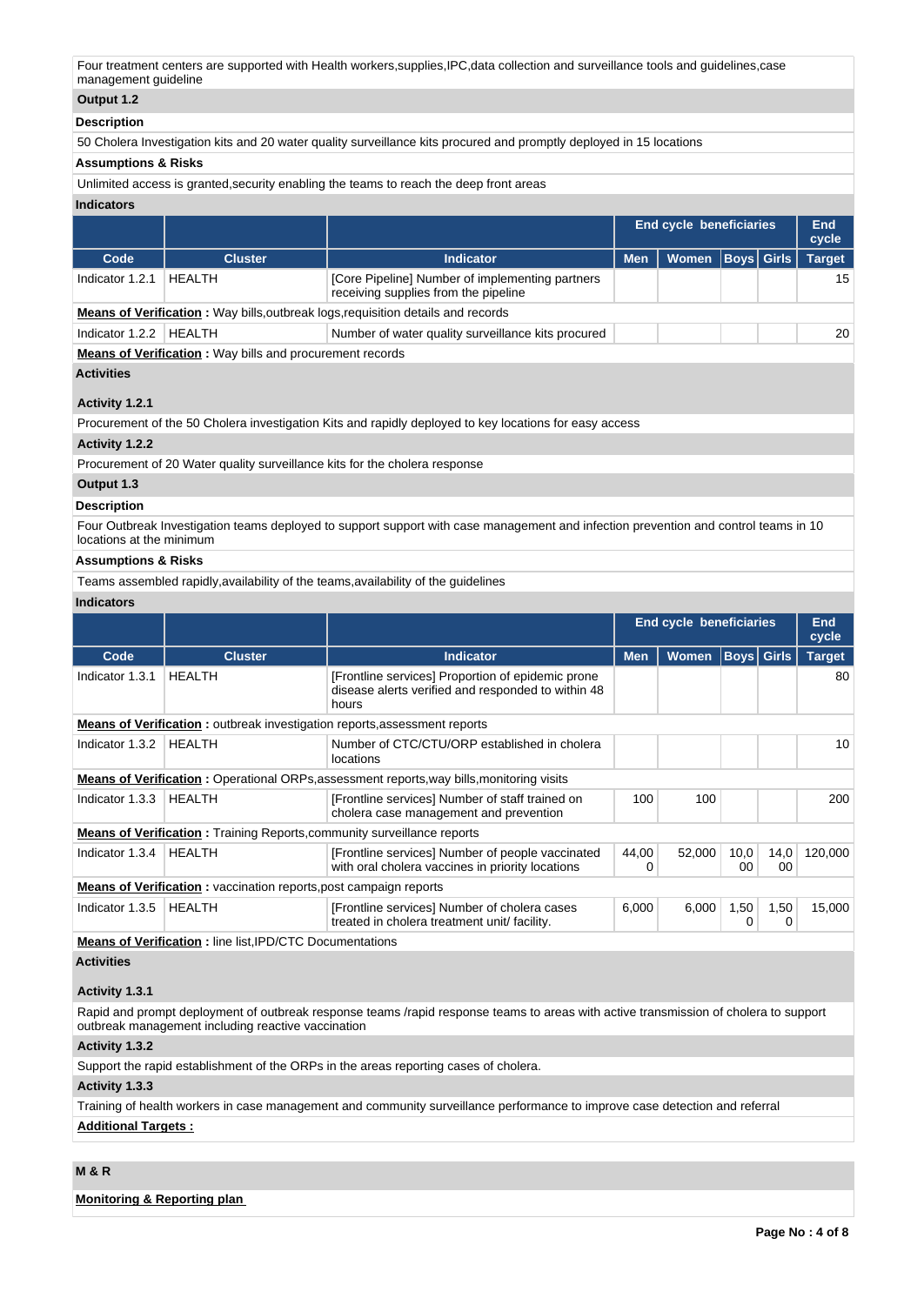Four treatment centers are supported with Health workers,supplies,IPC,data collection and surveillance tools and guidelines,case management guideline

**Output 1.2**

**Description**

50 Cholera Investigation kits and 20 water quality surveillance kits procured and promptly deployed in 15 locations

**Assumptions & Risks**

Unlimited access is granted,security enabling the teams to reach the deep front areas

**Indicators**

| | | | End cycle beneficiaries | | | | End cycle |
|---|---|---|---|---|---|---|---|
| **Code** | **Cluster** | **Indicator** | **Men** | **Women** | **Boys** | **Girls** | **Target** |
| Indicator 1.2.1 | HEALTH | [Core Pipeline] Number of implementing partners receiving supplies from the pipeline | | | | | 15 |
| **Means of Verification :** Way bills,outbreak logs,requisition details and records | | | | | | | |
| Indicator 1.2.2 | HEALTH | Number of water quality surveillance kits procured | | | | | 20 |
| **Means of Verification :** Way bills and procurement records | | | | | | | |

**Activities**

**Activity 1.2.1**

Procurement of the 50 Cholera investigation Kits and rapidly deployed to key locations for easy access

**Activity 1.2.2**

Procurement of 20 Water quality surveillance kits for the cholera response

**Output 1.3**

**Description**

Four Outbreak Investigation teams deployed to support support with case management and infection prevention and control teams in 10 locations at the minimum

**Assumptions & Risks**

Teams assembled rapidly,availability of the teams,availability of the guidelines

**Indicators**

| | | | End cycle beneficiaries | | | | End cycle |
|---|---|---|---|---|---|---|---|
| **Code** | **Cluster** | **Indicator** | **Men** | **Women** | **Boys** | **Girls** | **Target** |
| Indicator 1.3.1 | HEALTH | [Frontline services] Proportion of epidemic prone disease alerts verified and responded to within 48 hours | | | | | 80 |
| **Means of Verification :** outbreak investigation reports,assessment reports | | | | | | | |
| Indicator 1.3.2 | HEALTH | Number of CTC/CTU/ORP established in cholera locations | | | | | 10 |
| **Means of Verification :** Operational ORPs,assessment reports,way bills,monitoring visits | | | | | | | |
| Indicator 1.3.3 | HEALTH | [Frontline services] Number of staff trained on cholera case management and prevention | 100 | 100 | | | 200 |
| **Means of Verification :** Training Reports,community surveillance reports | | | | | | | |
| Indicator 1.3.4 | HEALTH | [Frontline services] Number of people vaccinated with oral cholera vaccines in priority locations | 44,000 | 52,000 | 10,000 | 14,000 | 120,000 |
| **Means of Verification :** vaccination reports,post campaign reports | | | | | | | |
| Indicator 1.3.5 | HEALTH | [Frontline services] Number of cholera cases treated in cholera treatment unit/ facility. | 6,000 | 6,000 | 1,500 | 1,500 | 15,000 |
| **Means of Verification :** line list,IPD/CTC Documentations | | | | | | | |

**Activities**

**Activity 1.3.1**

Rapid and prompt deployment of outbreak response teams /rapid response teams to areas with active transmission of cholera to support outbreak management including reactive vaccination

**Activity 1.3.2**

Support the rapid establishment of the ORPs in the areas reporting cases of cholera.

**Activity 1.3.3**

Training of health workers in case management and community surveillance performance to improve case detection and referral

**Additional Targets :**

**M & R**

**Monitoring & Reporting plan**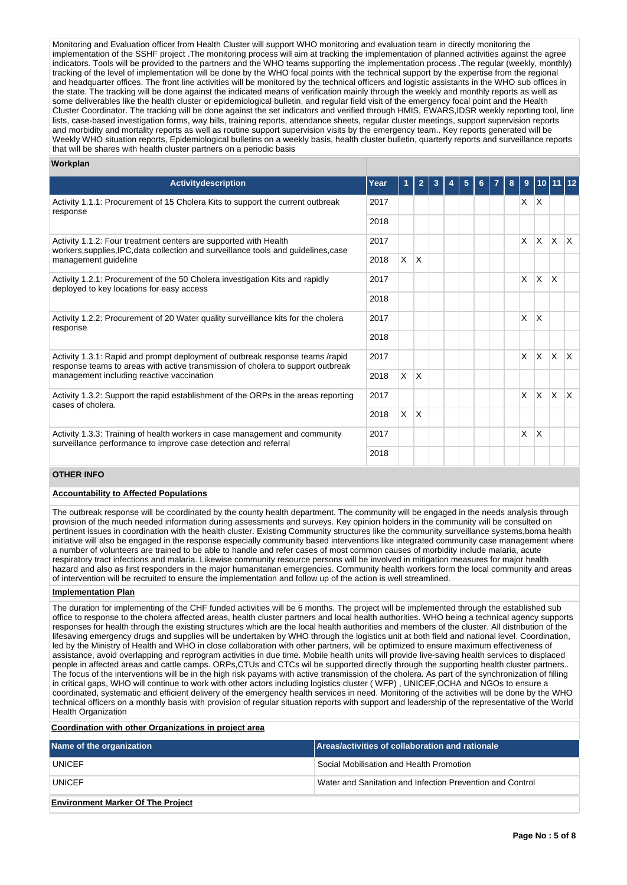Monitoring and Evaluation officer from Health Cluster will support WHO monitoring and evaluation team in directly monitoring the implementation of the SSHF project .The monitoring process will aim at tracking the implementation of planned activities against the agree indicators. Tools will be provided to the partners and the WHO teams supporting the implementation process .The regular (weekly, monthly) tracking of the level of implementation will be done by the WHO focal points with the technical support by the expertise from the regional and headquarter offices. The front line activities will be monitored by the technical officers and logistic assistants in the WHO sub offices in the state. The tracking will be done against the indicated means of verification mainly through the weekly and monthly reports as well as some deliverables like the health cluster or epidemiological bulletin, and regular field visit of the emergency focal point and the Health Cluster Coordinator. The tracking will be done against the set indicators and verified through HMIS, EWARS,IDSR weekly reporting tool, line lists, case-based investigation forms, way bills, training reports, attendance sheets, regular cluster meetings, support supervision reports and morbidity and mortality reports as well as routine support supervision visits by the emergency team.. Key reports generated will be Weekly WHO situation reports, Epidemiological bulletins on a weekly basis, health cluster bulletin, quarterly reports and surveillance reports that will be shares with health cluster partners on a periodic basis

**Workplan**

| Activitydescription | Year | 1 | 2 | 3 | 4 | 5 | 6 | 7 | 8 | 9 | 10 | 11 | 12 |
|---|---|---|---|---|---|---|---|---|---|---|---|---|---|
| Activity 1.1.1: Procurement of 15 Cholera Kits to support the current outbreak response | 2017 | | | | | | | | | X | X | | |
| | 2018 | | | | | | | | | | | | |
| Activity 1.1.2: Four treatment centers are supported with Health workers,supplies,IPC,data collection and surveillance tools and guidelines,case management guideline | 2017 | | | | | | | | | X | X | X | X |
| | 2018 | X | X | | | | | | | | | | |
| Activity 1.2.1: Procurement of the 50 Cholera investigation Kits and rapidly deployed to key locations for easy access | 2017 | | | | | | | | | X | X | X | |
| | 2018 | | | | | | | | | | | | |
| Activity 1.2.2: Procurement of 20 Water quality surveillance kits for the cholera response | 2017 | | | | | | | | | X | X | | |
| | 2018 | | | | | | | | | | | | |
| Activity 1.3.1: Rapid and prompt deployment of outbreak response teams /rapid response teams to areas with active transmission of cholera to support outbreak management including reactive vaccination | 2017 | | | | | | | | | X | X | X | X |
| | 2018 | X | X | | | | | | | | | | |
| Activity 1.3.2: Support the rapid establishment of the ORPs in the areas reporting cases of cholera. | 2017 | | | | | | | | | X | X | X | X |
| | 2018 | X | X | | | | | | | | | | |
| Activity 1.3.3: Training of health workers in case management and community surveillance performance to improve case detection and referral | 2017 | | | | | | | | | X | X | | |
| | 2018 | | | | | | | | | | | | |

**OTHER INFO**

**Accountability to Affected Populations**

The outbreak response will be coordinated by the county health department. The community will be engaged in the needs analysis through provision of the much needed information during assessments and surveys. Key opinion holders in the community will be consulted on pertinent issues in coordination with the health cluster. Existing Community structures like the community surveillance systems,boma health initiative will also be engaged in the response especially community based interventions like integrated community case management where a number of volunteers are trained to be able to handle and refer cases of most common causes of morbidity include malaria, acute respiratory tract infections and malaria. Likewise community resource persons will be involved in mitigation measures for major health hazard and also as first responders in the major humanitarian emergencies. Community health workers form the local community and areas of intervention will be recruited to ensure the implementation and follow up of the action is well streamlined.

**Implementation Plan**

The duration for implementing of the CHF funded activities will be 6 months. The project will be implemented through the established sub office to response to the cholera affected areas, health cluster partners and local health authorities. WHO being a technical agency supports responses for health through the existing structures which are the local health authorities and members of the cluster. All distribution of the lifesaving emergency drugs and supplies will be undertaken by WHO through the logistics unit at both field and national level. Coordination, led by the Ministry of Health and WHO in close collaboration with other partners, will be optimized to ensure maximum effectiveness of assistance, avoid overlapping and reprogram activities in due time. Mobile health units will provide live-saving health services to displaced people in affected areas and cattle camps. ORPs,CTUs and CTCs wil be supported directly through the supporting health cluster partners.. The focus of the interventions will be in the high risk payams with active transmission of the cholera. As part of the synchronization of filling in critical gaps, WHO will continue to work with other actors including logistics cluster ( WFP) , UNICEF,OCHA and NGOs to ensure a coordinated, systematic and efficient delivery of the emergency health services in need. Monitoring of the activities will be done by the WHO technical officers on a monthly basis with provision of regular situation reports with support and leadership of the representative of the World Health Organization

**Coordination with other Organizations in project area**

| Name of the organization | Areas/activities of collaboration and rationale |
|---|---|
| UNICEF | Social Mobilisation and Health Promotion |
| UNICEF | Water and Sanitation and Infection Prevention and Control |

**Environment Marker Of The Project**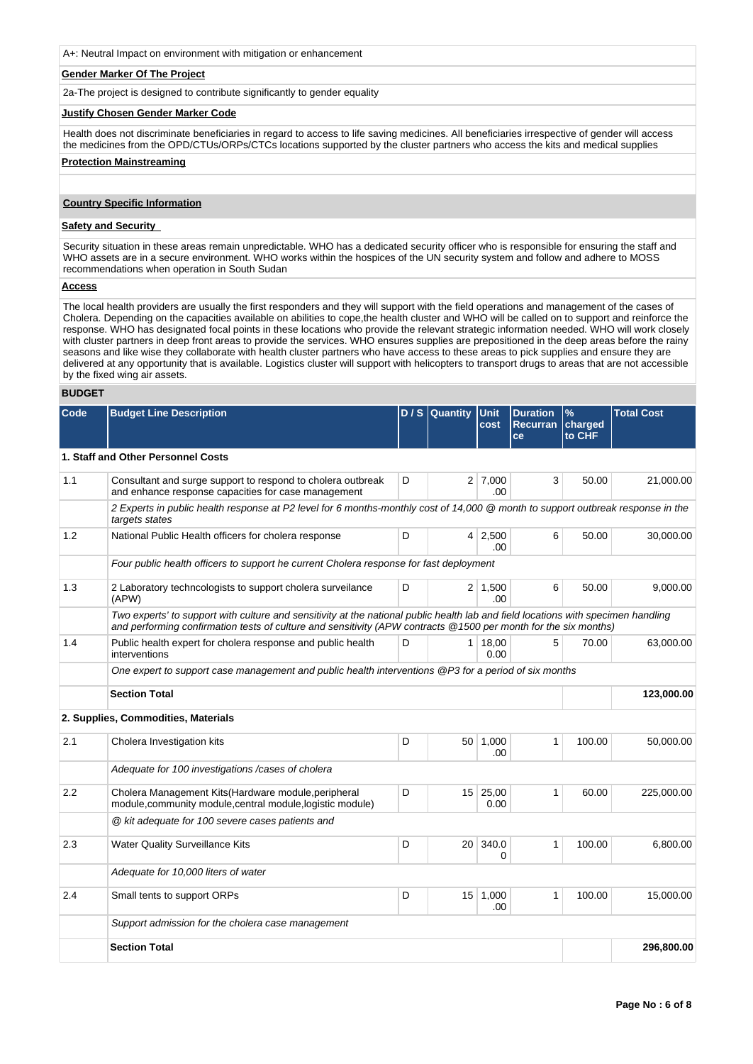A+: Neutral Impact on environment with mitigation or enhancement

**Gender Marker Of The Project**

2a-The project is designed to contribute significantly to gender equality

**Justify Chosen Gender Marker Code**

Health does not discriminate beneficiaries in regard to access to life saving medicines. All beneficiaries irrespective of gender will access the medicines from the OPD/CTUs/ORPs/CTCs locations supported by the cluster partners who access the kits and medical supplies

**Protection Mainstreaming**

## Country Specific Information

**Safety and Security**

Security situation in these areas remain unpredictable. WHO has a dedicated security officer who is responsible for ensuring the staff and WHO assets are in a secure environment. WHO works within the hospices of the UN security system and follow and adhere to MOSS recommendations when operation in South Sudan

**Access**

The local health providers are usually the first responders and they will support with the field operations and management of the cases of Cholera. Depending on the capacities available on abilities to cope,the health cluster and WHO will be called on to support and reinforce the response. WHO has designated focal points in these locations who provide the relevant strategic information needed. WHO will work closely with cluster partners in deep front areas to provide the services. WHO ensures supplies are prepositioned in the deep areas before the rainy seasons and like wise they collaborate with health cluster partners who have access to these areas to pick supplies and ensure they are delivered at any opportunity that is available. Logistics cluster will support with helicopters to transport drugs to areas that are not accessible by the fixed wing air assets.

## BUDGET

| Code | Budget Line Description | D / S | Quantity | Unit cost | Duration Recurrance | % charged to CHF | Total Cost |
|---|---|---|---|---|---|---|---|
| **1. Staff and Other Personnel Costs** | | | | | | | |
| 1.1 | Consultant and surge support to respond to cholera outbreak and enhance response capacities for case management | D | 2 | 7,000.00 | 3 | 50.00 | 21,000.00 |
| | *2 Experts in public health response at P2 level for 6 months-monthly cost of 14,000 @ month to support outbreak response in the targets states* | | | | | | |
| 1.2 | National Public Health officers for cholera response | D | 4 | 2,500.00 | 6 | 50.00 | 30,000.00 |
| | *Four public health officers to support he current Cholera response for fast deployment* | | | | | | |
| 1.3 | 2 Laboratory techncologists to support cholera surveilance (APW) | D | 2 | 1,500.00 | 6 | 50.00 | 9,000.00 |
| | *Two experts' to support with culture and sensitivity at the national public health lab and field locations with specimen handling and performing confirmation tests of culture and sensitivity (APW contracts @1500 per month for the six months)* | | | | | | |
| 1.4 | Public health expert for cholera response and public health interventions | D | 1 | 18,000.00 | 5 | 70.00 | 63,000.00 |
| | *One expert to support case management and public health interventions @P3 for a period of six months* | | | | | | |
| | **Section Total** | | | | | | **123,000.00** |
| **2. Supplies, Commodities, Materials** | | | | | | | |
| 2.1 | Cholera Investigation kits | D | 50 | 1,000.00 | 1 | 100.00 | 50,000.00 |
| | *Adequate for 100 investigations /cases of cholera* | | | | | | |
| 2.2 | Cholera Management Kits(Hardware module,peripheral module,community module,central module,logistic module) | D | 15 | 25,000.00 | 1 | 60.00 | 225,000.00 |
| | *@ kit adequate for 100 severe cases patients and* | | | | | | |
| 2.3 | Water Quality Surveillance Kits | D | 20 | 340.00 | 1 | 100.00 | 6,800.00 |
| | *Adequate for 10,000 liters of water* | | | | | | |
| 2.4 | Small tents to support ORPs | D | 15 | 1,000.00 | 1 | 100.00 | 15,000.00 |
| | *Support admission for the cholera case management* | | | | | | |
| | **Section Total** | | | | | | **296,800.00** |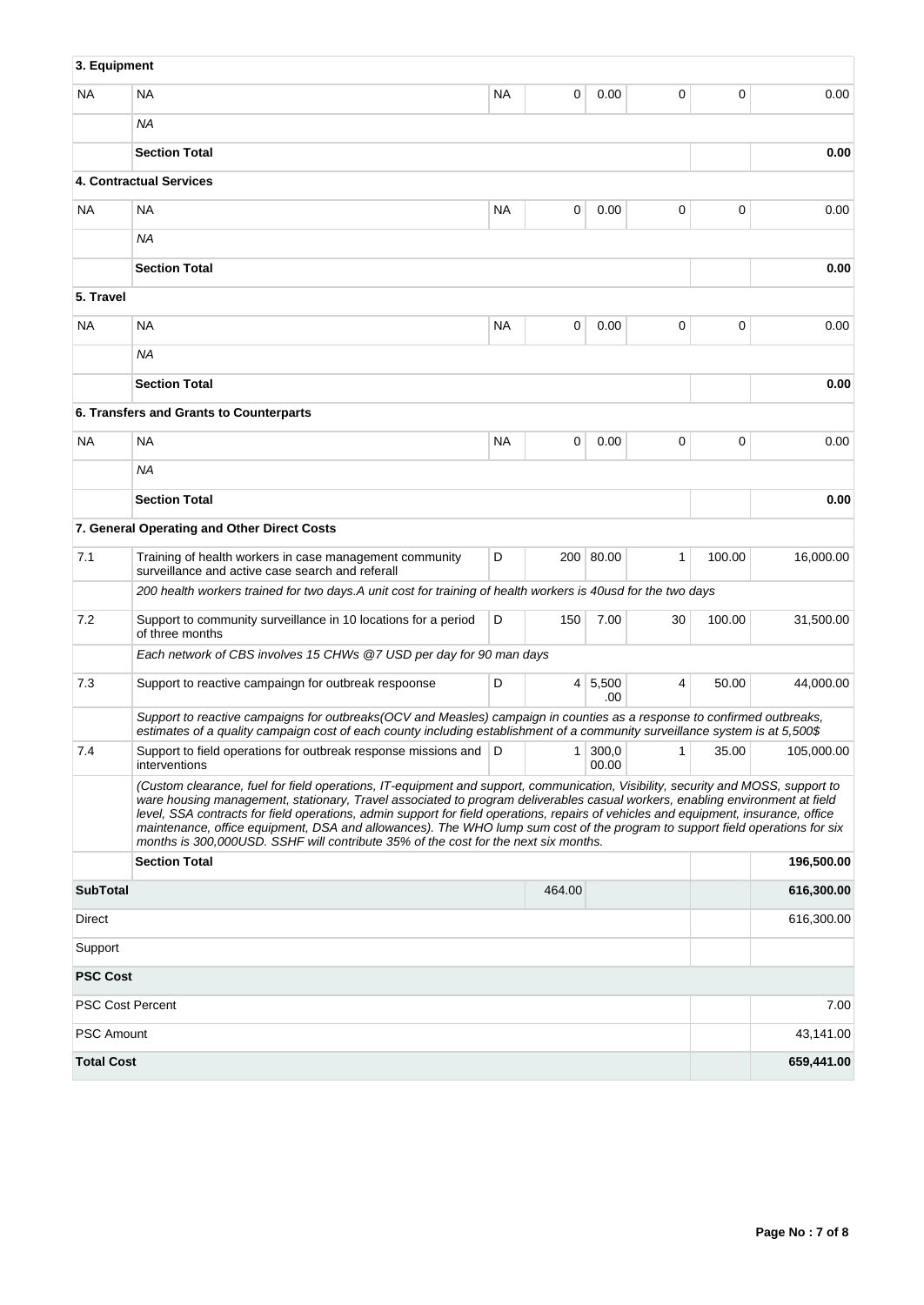| | | | | | | | |
|---|---|---|---|---|---|---|---|
| **3. Equipment** | | | | | | | |
| NA | NA | NA | 0 | 0.00 | 0 | 0 | 0.00 |
| | *NA* | | | | | | |
| | **Section Total** | | | | | | **0.00** |
| **4. Contractual Services** | | | | | | | |
| NA | NA | NA | 0 | 0.00 | 0 | 0 | 0.00 |
| | *NA* | | | | | | |
| | **Section Total** | | | | | | **0.00** |
| **5. Travel** | | | | | | | |
| NA | NA | NA | 0 | 0.00 | 0 | 0 | 0.00 |
| | *NA* | | | | | | |
| | **Section Total** | | | | | | **0.00** |
| **6. Transfers and Grants to Counterparts** | | | | | | | |
| NA | NA | NA | 0 | 0.00 | 0 | 0 | 0.00 |
| | *NA* | | | | | | |
| | **Section Total** | | | | | | **0.00** |
| **7. General Operating and Other Direct Costs** | | | | | | | |
| 7.1 | Training of health workers in case management community surveillance and active case search and referall | D | 200 | 80.00 | 1 | 100.00 | 16,000.00 |
| | *200 health workers trained for two days.A unit cost for training of health workers is 40usd for the two days* | | | | | | |
| 7.2 | Support to community surveillance in 10 locations for a period of three months | D | 150 | 7.00 | 30 | 100.00 | 31,500.00 |
| | *Each network of CBS involves 15 CHWs @7 USD per day for 90 man days* | | | | | | |
| 7.3 | Support to reactive campaingn for outbreak respoonse | D | 4 | 5,500.00 | 4 | 50.00 | 44,000.00 |
| | *Support to reactive campaigns for outbreaks(OCV and Measles) campaign in counties as a response to confirmed outbreaks, estimates of a quality campaign cost of each county including establishment of a community surveillance system is at 5,500$* | | | | | | |
| 7.4 | Support to field operations for outbreak response missions and interventions | D | 1 | 300,000.00 | 1 | 35.00 | 105,000.00 |
| | *(Custom clearance, fuel for field operations, IT-equipment and support, communication, Visibility, security and MOSS, support to ware housing management, stationary, Travel associated to program deliverables casual workers, enabling environment at field level, SSA contracts for field operations, admin support for field operations, repairs of vehicles and equipment, insurance, office maintenance, office equipment, DSA and allowances). The WHO lump sum cost of the program to support field operations for six months is 300,000USD. SSHF will contribute 35% of the cost for the next six months.* | | | | | | |
| | **Section Total** | | | | | | **196,500.00** |
| **SubTotal** | | | 464.00 | | | | **616,300.00** |
| Direct | | | | | | | 616,300.00 |
| Support | | | | | | | |
| **PSC Cost** | | | | | | | |
| PSC Cost Percent | | | | | | | 7.00 |
| PSC Amount | | | | | | | 43,141.00 |
| **Total Cost** | | | | | | | **659,441.00** |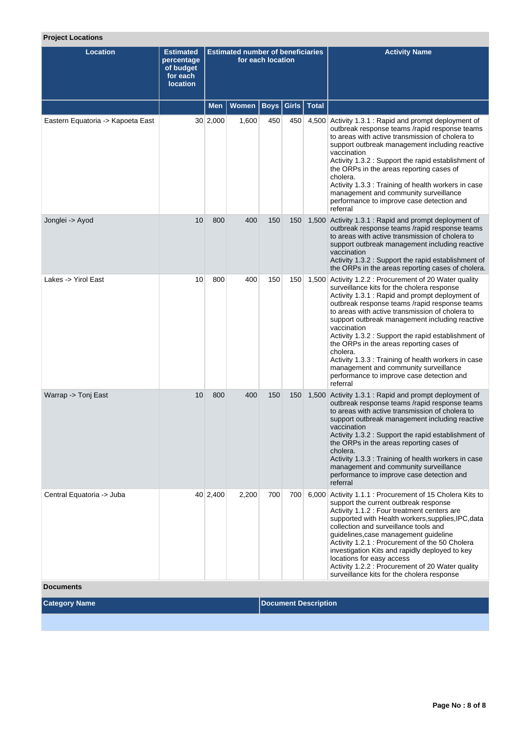## Project Locations

| Location | Estimated percentage of budget for each location | Estimated number of beneficiaries for each location | | | | | Activity Name |
|---|---|---|---|---|---|---|---|
| | | Men | Women | Boys | Girls | Total | |
| Eastern Equatoria -> Kapoeta East | 30 | 2,000 | 1,600 | 450 | 450 | 4,500 | Activity 1.3.1 : Rapid and prompt deployment of outbreak response teams /rapid response teams to areas with active transmission of cholera to support outbreak management including reactive vaccination<br>Activity 1.3.2 : Support the rapid establishment of the ORPs in the areas reporting cases of cholera.<br>Activity 1.3.3 : Training of health workers in case management and community surveillance performance to improve case detection and referral |
| Jonglei -> Ayod | 10 | 800 | 400 | 150 | 150 | 1,500 | Activity 1.3.1 : Rapid and prompt deployment of outbreak response teams /rapid response teams to areas with active transmission of cholera to support outbreak management including reactive vaccination<br>Activity 1.3.2 : Support the rapid establishment of the ORPs in the areas reporting cases of cholera. |
| Lakes -> Yirol East | 10 | 800 | 400 | 150 | 150 | 1,500 | Activity 1.2.2 : Procurement of 20 Water quality surveillance kits for the cholera response<br>Activity 1.3.1 : Rapid and prompt deployment of outbreak response teams /rapid response teams to areas with active transmission of cholera to support outbreak management including reactive vaccination<br>Activity 1.3.2 : Support the rapid establishment of the ORPs in the areas reporting cases of cholera.<br>Activity 1.3.3 : Training of health workers in case management and community surveillance performance to improve case detection and referral |
| Warrap -> Tonj East | 10 | 800 | 400 | 150 | 150 | 1,500 | Activity 1.3.1 : Rapid and prompt deployment of outbreak response teams /rapid response teams to areas with active transmission of cholera to support outbreak management including reactive vaccination<br>Activity 1.3.2 : Support the rapid establishment of the ORPs in the areas reporting cases of cholera.<br>Activity 1.3.3 : Training of health workers in case management and community surveillance performance to improve case detection and referral |
| Central Equatoria -> Juba | 40 | 2,400 | 2,200 | 700 | 700 | 6,000 | Activity 1.1.1 : Procurement of 15 Cholera Kits to support the current outbreak response<br>Activity 1.1.2 : Four treatment centers are supported with Health workers,supplies,IPC,data collection and surveillance tools and guidelines,case management guideline<br>Activity 1.2.1 : Procurement of the 50 Cholera investigation Kits and rapidly deployed to key locations for easy access<br>Activity 1.2.2 : Procurement of 20 Water quality surveillance kits for the cholera response |

## Documents

| Category Name | Document Description |
|---|---|
| | |